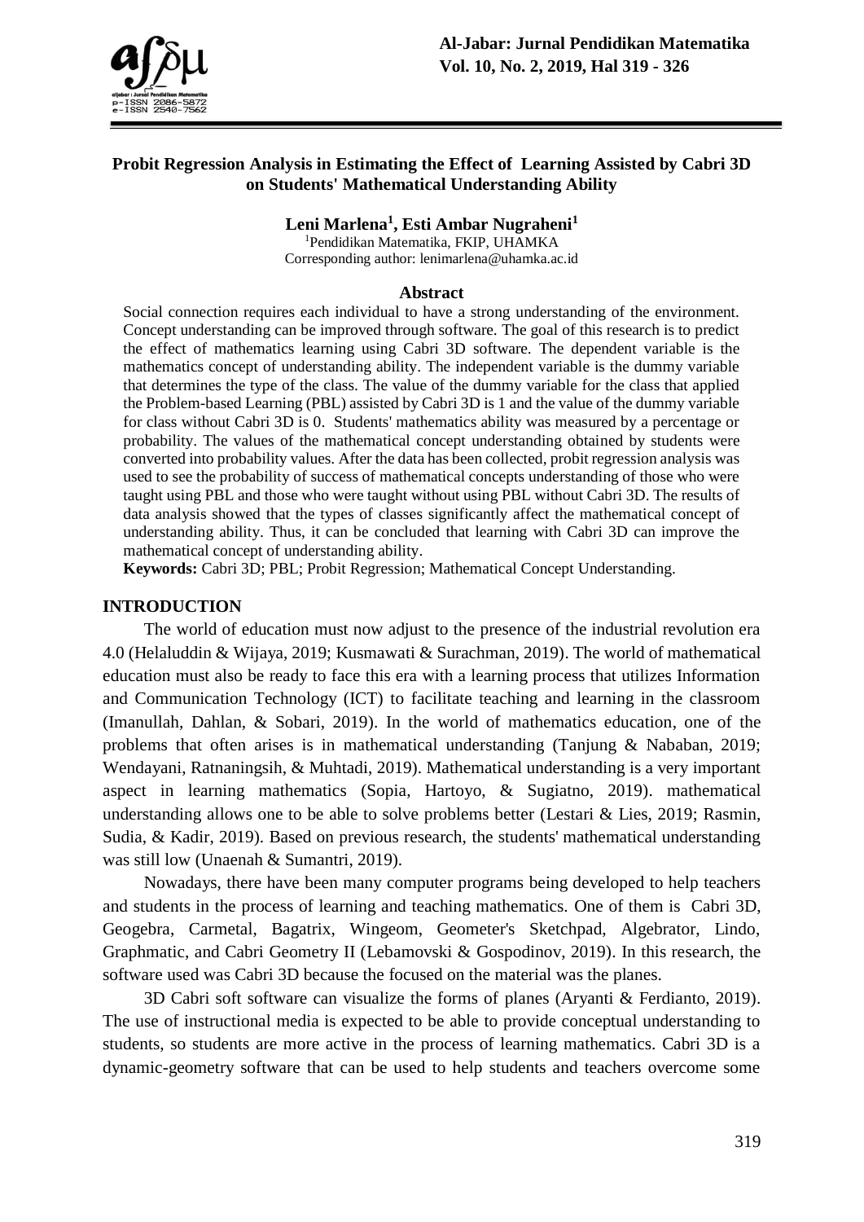# Probit Regression Analysis in Estimating the Effect of Learning Assisted by Cabri 3D on Students' Mathematical Understanding Ability

**Leni Marlena[1], Esti Ambar Nugraheni[1]**

[1]Pendidikan Matematika, FKIP, UHAMKA
Corresponding author: lenimarlena@uhamka.ac.id

## Abstract

Social connection requires each individual to have a strong understanding of the environment. Concept understanding can be improved through software. The goal of this research is to predict the effect of mathematics learning using Cabri 3D software. The dependent variable is the mathematics concept of understanding ability. The independent variable is the dummy variable that determines the type of the class. The value of the dummy variable for the class that applied the Problem-based Learning (PBL) assisted by Cabri 3D is 1 and the value of the dummy variable for class without Cabri 3D is 0. Students' mathematics ability was measured by a percentage or probability. The values of the mathematical concept understanding obtained by students were converted into probability values. After the data has been collected, probit regression analysis was used to see the probability of success of mathematical concepts understanding of those who were taught using PBL and those who were taught without using PBL without Cabri 3D. The results of data analysis showed that the types of classes significantly affect the mathematical concept of understanding ability. Thus, it can be concluded that learning with Cabri 3D can improve the mathematical concept of understanding ability.

**Keywords:** Cabri 3D; PBL; Probit Regression; Mathematical Concept Understanding.

## INTRODUCTION

The world of education must now adjust to the presence of the industrial revolution era 4.0 (Helaluddin & Wijaya, 2019; Kusmawati & Surachman, 2019). The world of mathematical education must also be ready to face this era with a learning process that utilizes Information and Communication Technology (ICT) to facilitate teaching and learning in the classroom (Imanullah, Dahlan, & Sobari, 2019). In the world of mathematics education, one of the problems that often arises is in mathematical understanding (Tanjung & Nababan, 2019; Wendayani, Ratnaningsih, & Muhtadi, 2019). Mathematical understanding is a very important aspect in learning mathematics (Sopia, Hartoyo, & Sugiatno, 2019). mathematical understanding allows one to be able to solve problems better (Lestari & Lies, 2019; Rasmin, Sudia, & Kadir, 2019). Based on previous research, the students' mathematical understanding was still low (Unaenah & Sumantri, 2019).

Nowadays, there have been many computer programs being developed to help teachers and students in the process of learning and teaching mathematics. One of them is Cabri 3D, Geogebra, Carmetal, Bagatrix, Wingeom, Geometer's Sketchpad, Algebrator, Lindo, Graphmatic, and Cabri Geometry II (Lebamovski & Gospodinov, 2019). In this research, the software used was Cabri 3D because the focused on the material was the planes.

3D Cabri soft software can visualize the forms of planes (Aryanti & Ferdianto, 2019). The use of instructional media is expected to be able to provide conceptual understanding to students, so students are more active in the process of learning mathematics. Cabri 3D is a dynamic-geometry software that can be used to help students and teachers overcome some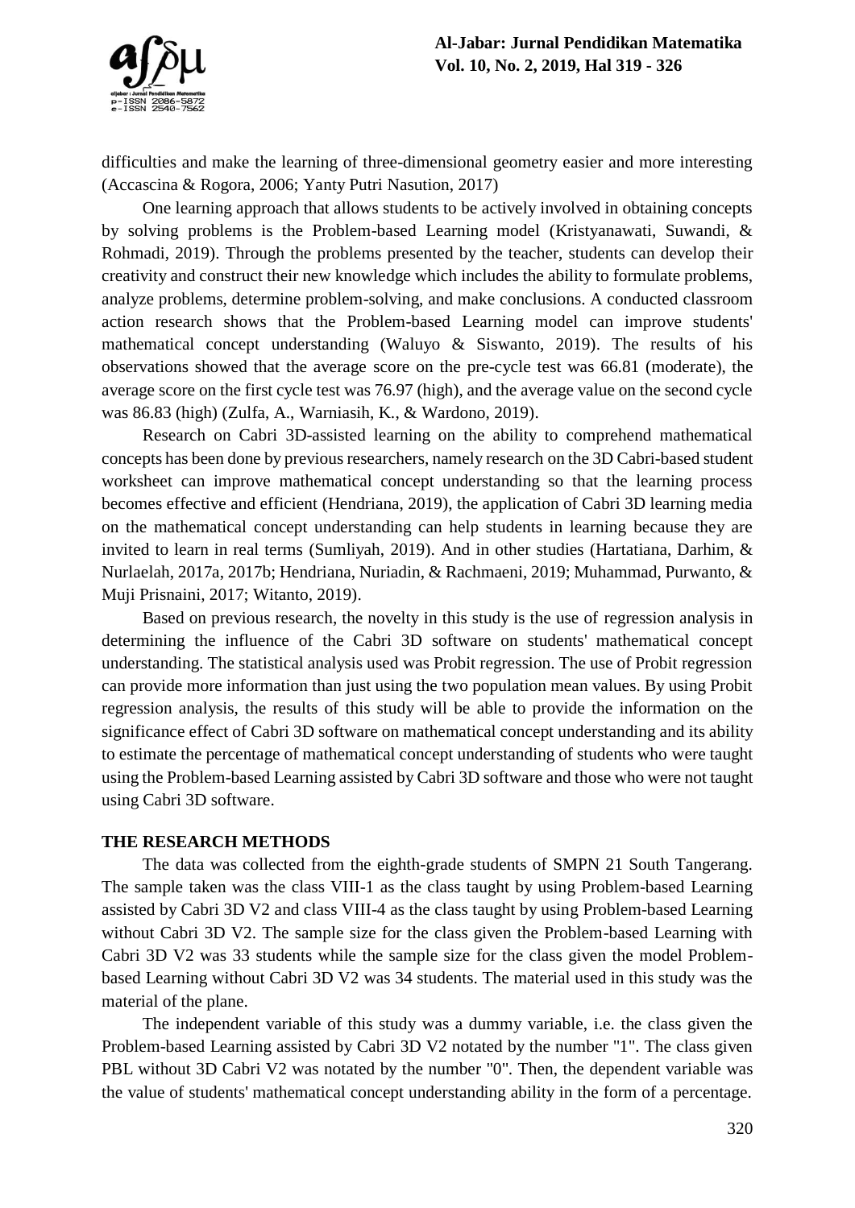difficulties and make the learning of three-dimensional geometry easier and more interesting (Accascina & Rogora, 2006; Yanty Putri Nasution, 2017)

One learning approach that allows students to be actively involved in obtaining concepts by solving problems is the Problem-based Learning model (Kristyanawati, Suwandi, & Rohmadi, 2019). Through the problems presented by the teacher, students can develop their creativity and construct their new knowledge which includes the ability to formulate problems, analyze problems, determine problem-solving, and make conclusions. A conducted classroom action research shows that the Problem-based Learning model can improve students' mathematical concept understanding (Waluyo & Siswanto, 2019). The results of his observations showed that the average score on the pre-cycle test was 66.81 (moderate), the average score on the first cycle test was 76.97 (high), and the average value on the second cycle was 86.83 (high) (Zulfa, A., Warniasih, K., & Wardono, 2019).

Research on Cabri 3D-assisted learning on the ability to comprehend mathematical concepts has been done by previous researchers, namely research on the 3D Cabri-based student worksheet can improve mathematical concept understanding so that the learning process becomes effective and efficient (Hendriana, 2019), the application of Cabri 3D learning media on the mathematical concept understanding can help students in learning because they are invited to learn in real terms (Sumliyah, 2019). And in other studies (Hartatiana, Darhim, & Nurlaelah, 2017a, 2017b; Hendriana, Nuriadin, & Rachmaeni, 2019; Muhammad, Purwanto, & Muji Prisnaini, 2017; Witanto, 2019).

Based on previous research, the novelty in this study is the use of regression analysis in determining the influence of the Cabri 3D software on students' mathematical concept understanding. The statistical analysis used was Probit regression. The use of Probit regression can provide more information than just using the two population mean values. By using Probit regression analysis, the results of this study will be able to provide the information on the significance effect of Cabri 3D software on mathematical concept understanding and its ability to estimate the percentage of mathematical concept understanding of students who were taught using the Problem-based Learning assisted by Cabri 3D software and those who were not taught using Cabri 3D software.

## THE RESEARCH METHODS

The data was collected from the eighth-grade students of SMPN 21 South Tangerang. The sample taken was the class VIII-1 as the class taught by using Problem-based Learning assisted by Cabri 3D V2 and class VIII-4 as the class taught by using Problem-based Learning without Cabri 3D V2. The sample size for the class given the Problem-based Learning with Cabri 3D V2 was 33 students while the sample size for the class given the model Problem-based Learning without Cabri 3D V2 was 34 students. The material used in this study was the material of the plane.

The independent variable of this study was a dummy variable, i.e. the class given the Problem-based Learning assisted by Cabri 3D V2 notated by the number "1". The class given PBL without 3D Cabri V2 was notated by the number "0". Then, the dependent variable was the value of students' mathematical concept understanding ability in the form of a percentage.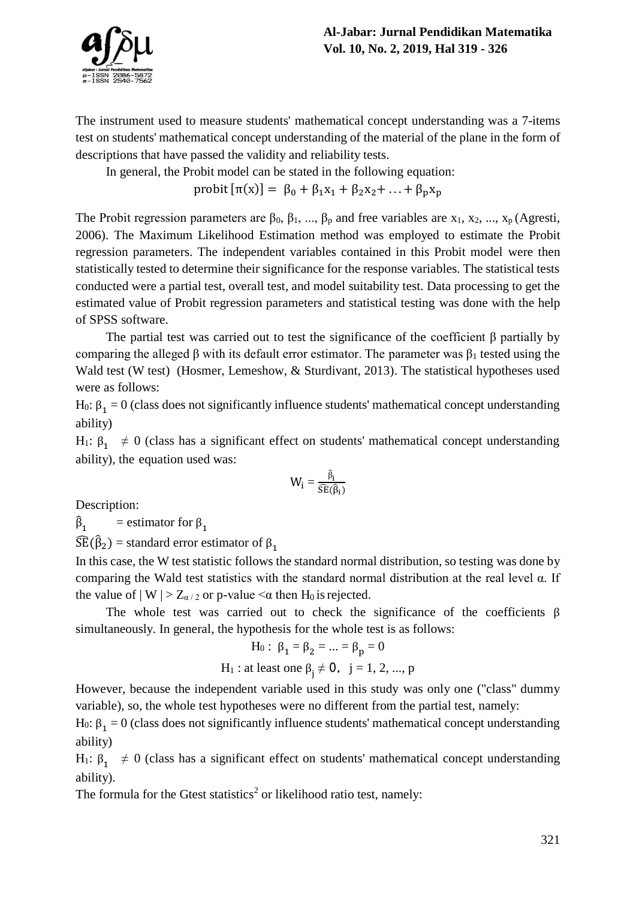The instrument used to measure students' mathematical concept understanding was a 7-items test on students' mathematical concept understanding of the material of the plane in the form of descriptions that have passed the validity and reliability tests.

In general, the Probit model can be stated in the following equation:

$$\text{probit}\,[\pi(x)] = \beta_0 + \beta_1 x_1 + \beta_2 x_2 + \ldots + \beta_p x_p$$

The Probit regression parameters are $\beta_0$, $\beta_1$, ..., $\beta_p$ and free variables are $x_1$, $x_2$, ..., $x_p$ (Agresti, 2006). The Maximum Likelihood Estimation method was employed to estimate the Probit regression parameters. The independent variables contained in this Probit model were then statistically tested to determine their significance for the response variables. The statistical tests conducted were a partial test, overall test, and model suitability test. Data processing to get the estimated value of Probit regression parameters and statistical testing was done with the help of SPSS software.

The partial test was carried out to test the significance of the coefficient β partially by comparing the alleged β with its default error estimator. The parameter was $\beta_1$ tested using the Wald test (W test) (Hosmer, Lemeshow, & Sturdivant, 2013). The statistical hypotheses used were as follows:

$H_0$: $\beta_1 = 0$ (class does not significantly influence students' mathematical concept understanding ability)

$H_1$: $\beta_1 \neq 0$ (class has a significant effect on students' mathematical concept understanding ability), the equation used was:

$$W_i = \frac{\hat{\beta}_i}{\widehat{SE}(\hat{\beta}_i)}$$

Description:

$\hat{\beta}_1$ = estimator for $\beta_1$

$\widehat{SE}(\hat{\beta}_2)$ = standard error estimator of $\beta_1$

In this case, the W test statistic follows the standard normal distribution, so testing was done by comparing the Wald test statistics with the standard normal distribution at the real level α. If the value of $|W| > Z_{\alpha/2}$ or p-value $< \alpha$ then $H_0$ is rejected.

The whole test was carried out to check the significance of the coefficients β simultaneously. In general, the hypothesis for the whole test is as follows:

$$H_0: \beta_1 = \beta_2 = \ldots = \beta_p = 0$$

$$H_1: \text{at least one } \beta_j \neq 0, \; j = 1, 2, \ldots, p$$

However, because the independent variable used in this study was only one ("class" dummy variable), so, the whole test hypotheses were no different from the partial test, namely:

$H_0$: $\beta_1 = 0$ (class does not significantly influence students' mathematical concept understanding ability)

$H_1$: $\beta_1 \neq 0$ (class has a significant effect on students' mathematical concept understanding ability).

The formula for the Gtest statistics$^2$ or likelihood ratio test, namely: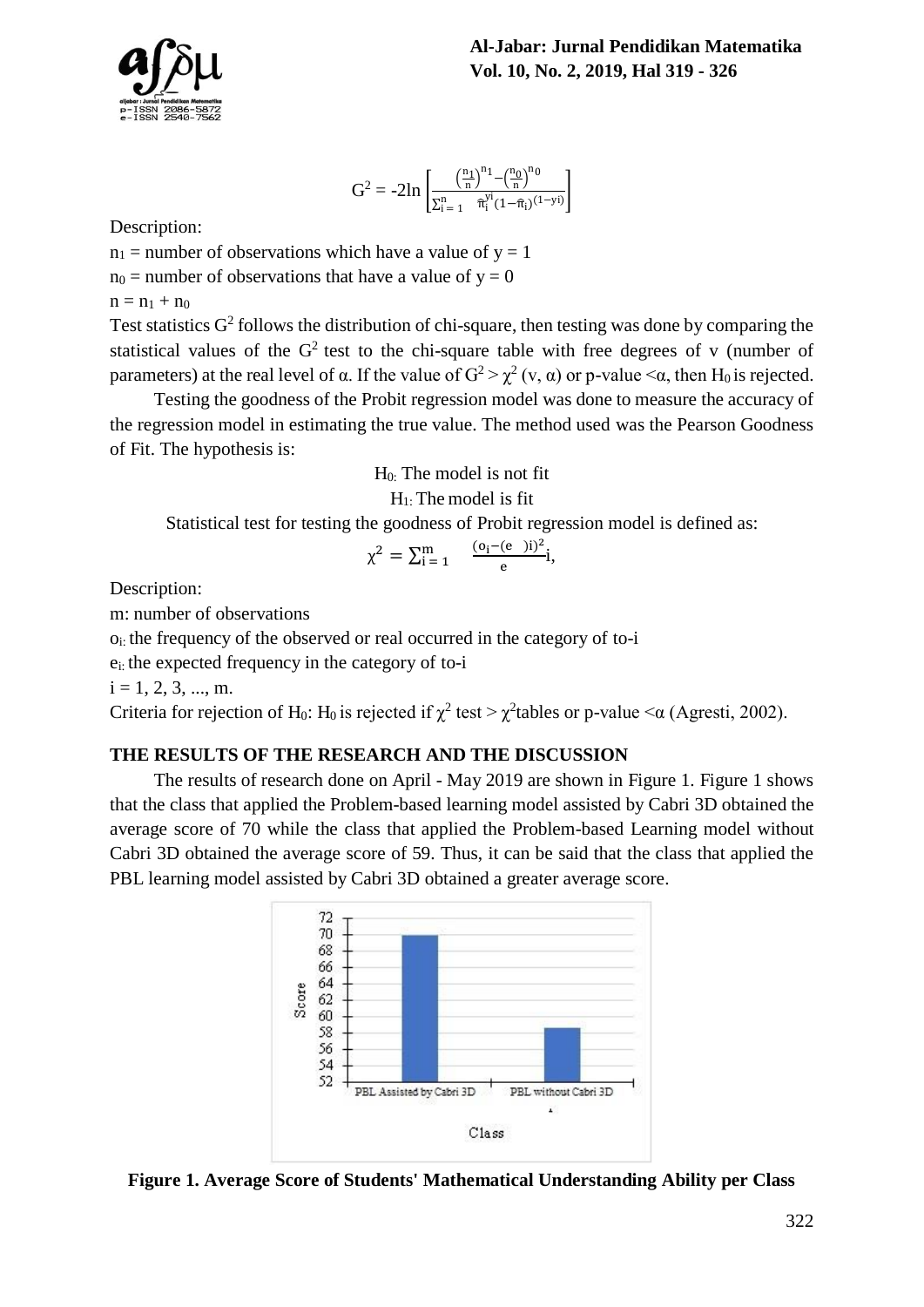$$G^2 = -2\ln\left[\frac{\left(\frac{n_1}{n}\right)^{n_1} - \left(\frac{n_0}{n}\right)^{n_0}}{\sum_{i=1}^{n} \hat{\pi}_i^{y_i}(1-\hat{\pi}_i)^{(1-y_i)}}\right]$$

Description:

$n_1$ = number of observations which have a value of $y = 1$

$n_0$ = number of observations that have a value of $y = 0$

$n = n_1 + n_0$

Test statistics $G^2$ follows the distribution of chi-square, then testing was done by comparing the statistical values of the $G^2$ test to the chi-square table with free degrees of v (number of parameters) at the real level of α. If the value of $G^2 > \chi^2$ (v, α) or p-value <α, then $H_0$ is rejected.

Testing the goodness of the Probit regression model was done to measure the accuracy of the regression model in estimating the true value. The method used was the Pearson Goodness of Fit. The hypothesis is:

$H_0$: The model is not fit

$H_1$: The model is fit

Statistical test for testing the goodness of Probit regression model is defined as:

$$\chi^2 = \sum_{i=1}^{m} \frac{(o_i - (e\ \ )i)^2}{e} i,$$

Description:

m: number of observations

$o_i$: the frequency of the observed or real occurred in the category of to-i

$e_i$: the expected frequency in the category of to-i

i = 1, 2, 3, ..., m.

Criteria for rejection of $H_0$: $H_0$ is rejected if $\chi^2$ test > $\chi^2$tables or p-value <α (Agresti, 2002).

## THE RESULTS OF THE RESEARCH AND THE DISCUSSION

The results of research done on April - May 2019 are shown in Figure 1. Figure 1 shows that the class that applied the Problem-based learning model assisted by Cabri 3D obtained the average score of 70 while the class that applied the Problem-based Learning model without Cabri 3D obtained the average score of 59. Thus, it can be said that the class that applied the PBL learning model assisted by Cabri 3D obtained a greater average score.

**Figure 1. Average Score of Students' Mathematical Understanding Ability per Class**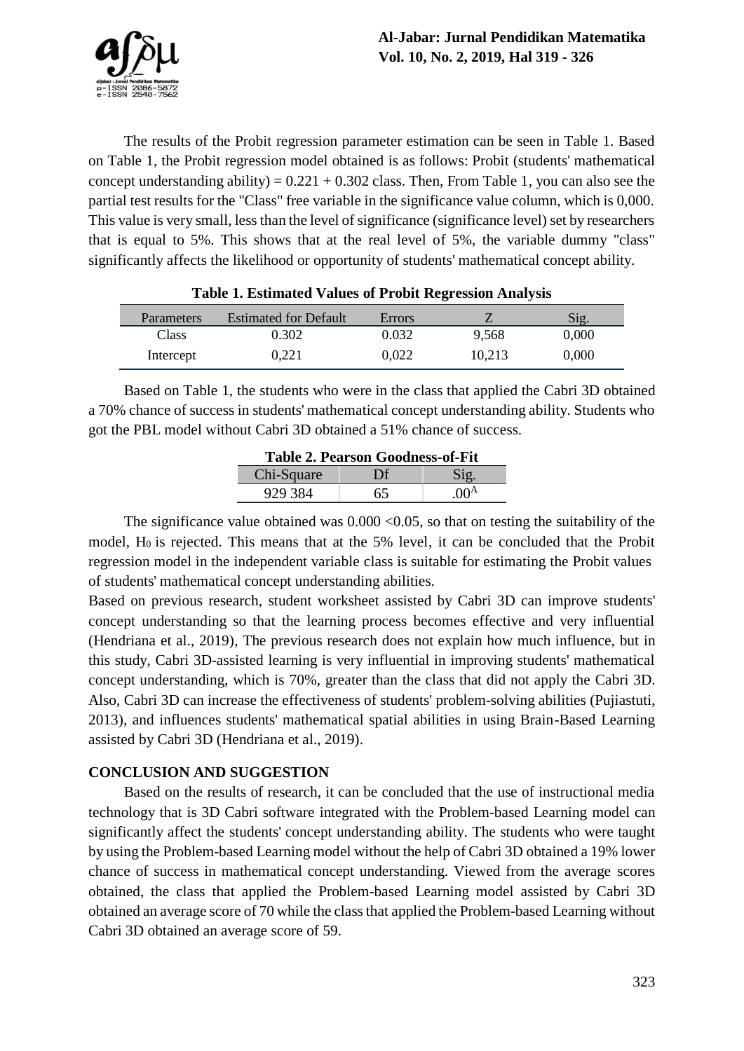The results of the Probit regression parameter estimation can be seen in Table 1. Based on Table 1, the Probit regression model obtained is as follows: Probit (students' mathematical concept understanding ability) = 0.221 + 0.302 class. Then, From Table 1, you can also see the partial test results for the "Class" free variable in the significance value column, which is 0,000. This value is very small, less than the level of significance (significance level) set by researchers that is equal to 5%. This shows that at the real level of 5%, the variable dummy "class" significantly affects the likelihood or opportunity of students' mathematical concept ability.

**Table 1. Estimated Values of Probit Regression Analysis**

| Parameters | Estimated for Default | Errors | Z | Sig. |
|---|---|---|---|---|
| Class | 0.302 | 0.032 | 9,568 | 0,000 |
| Intercept | 0,221 | 0,022 | 10,213 | 0,000 |

Based on Table 1, the students who were in the class that applied the Cabri 3D obtained a 70% chance of success in students' mathematical concept understanding ability. Students who got the PBL model without Cabri 3D obtained a 51% chance of success.

**Table 2. Pearson Goodness-of-Fit**

| Chi-Square | Df | Sig. |
|---|---|---|
| 929 384 | 65 | $.00^{A}$ |

The significance value obtained was 0.000 <0.05, so that on testing the suitability of the model, $H_0$ is rejected. This means that at the 5% level, it can be concluded that the Probit regression model in the independent variable class is suitable for estimating the Probit values of students' mathematical concept understanding abilities.

Based on previous research, student worksheet assisted by Cabri 3D can improve students' concept understanding so that the learning process becomes effective and very influential (Hendriana et al., 2019), The previous research does not explain how much influence, but in this study, Cabri 3D-assisted learning is very influential in improving students' mathematical concept understanding, which is 70%, greater than the class that did not apply the Cabri 3D. Also, Cabri 3D can increase the effectiveness of students' problem-solving abilities (Pujiastuti, 2013), and influences students' mathematical spatial abilities in using Brain-Based Learning assisted by Cabri 3D (Hendriana et al., 2019).

## CONCLUSION AND SUGGESTION

Based on the results of research, it can be concluded that the use of instructional media technology that is 3D Cabri software integrated with the Problem-based Learning model can significantly affect the students' concept understanding ability. The students who were taught by using the Problem-based Learning model without the help of Cabri 3D obtained a 19% lower chance of success in mathematical concept understanding. Viewed from the average scores obtained, the class that applied the Problem-based Learning model assisted by Cabri 3D obtained an average score of 70 while the class that applied the Problem-based Learning without Cabri 3D obtained an average score of 59.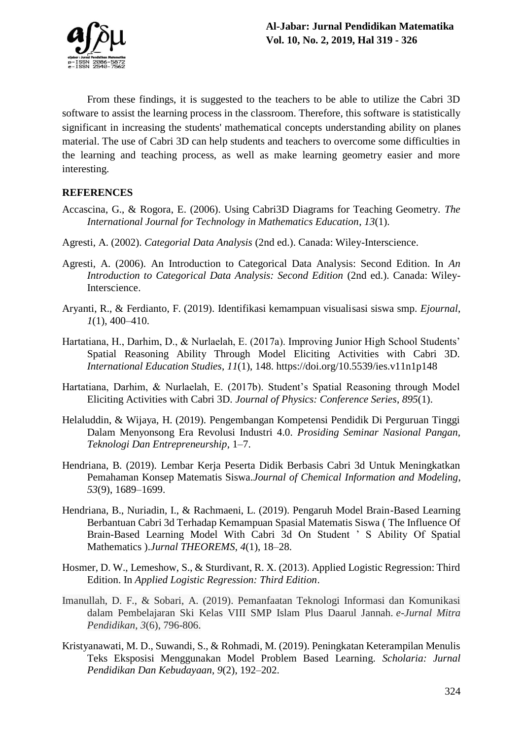From these findings, it is suggested to the teachers to be able to utilize the Cabri 3D software to assist the learning process in the classroom. Therefore, this software is statistically significant in increasing the students' mathematical concepts understanding ability on planes material. The use of Cabri 3D can help students and teachers to overcome some difficulties in the learning and teaching process, as well as make learning geometry easier and more interesting.

## REFERENCES

Accascina, G., & Rogora, E. (2006). Using Cabri3D Diagrams for Teaching Geometry. *The International Journal for Technology in Mathematics Education*, *13*(1).

Agresti, A. (2002). *Categorial Data Analysis* (2nd ed.). Canada: Wiley-Interscience.

Agresti, A. (2006). An Introduction to Categorical Data Analysis: Second Edition. In *An Introduction to Categorical Data Analysis: Second Edition* (2nd ed.). Canada: Wiley-Interscience.

Aryanti, R., & Ferdianto, F. (2019). Identifikasi kemampuan visualisasi siswa smp. *Ejournal*, *1*(1), 400–410.

Hartatiana, H., Darhim, D., & Nurlaelah, E. (2017a). Improving Junior High School Students' Spatial Reasoning Ability Through Model Eliciting Activities with Cabri 3D. *International Education Studies*, *11*(1), 148. https://doi.org/10.5539/ies.v11n1p148

Hartatiana, Darhim, & Nurlaelah, E. (2017b). Student's Spatial Reasoning through Model Eliciting Activities with Cabri 3D. *Journal of Physics: Conference Series*, *895*(1).

Helaluddin, & Wijaya, H. (2019). Pengembangan Kompetensi Pendidik Di Perguruan Tinggi Dalam Menyonsong Era Revolusi Industri 4.0. *Prosiding Seminar Nasional Pangan, Teknologi Dan Entrepreneurship*, 1–7.

Hendriana, B. (2019). Lembar Kerja Peserta Didik Berbasis Cabri 3d Untuk Meningkatkan Pemahaman Konsep Matematis Siswa.*Journal of Chemical Information and Modeling*, *53*(9), 1689–1699.

Hendriana, B., Nuriadin, I., & Rachmaeni, L. (2019). Pengaruh Model Brain-Based Learning Berbantuan Cabri 3d Terhadap Kemampuan Spasial Matematis Siswa ( The Influence Of Brain-Based Learning Model With Cabri 3d On Student ' S Ability Of Spatial Mathematics ).*Jurnal THEOREMS*, *4*(1), 18–28.

Hosmer, D. W., Lemeshow, S., & Sturdivant, R. X. (2013). Applied Logistic Regression: Third Edition. In *Applied Logistic Regression: Third Edition*.

Imanullah, D. F., & Sobari, A. (2019). Pemanfaatan Teknologi Informasi dan Komunikasi dalam Pembelajaran Ski Kelas VIII SMP Islam Plus Daarul Jannah. *e-Jurnal Mitra Pendidikan*, *3*(6), 796-806.

Kristyanawati, M. D., Suwandi, S., & Rohmadi, M. (2019). Peningkatan Keterampilan Menulis Teks Eksposisi Menggunakan Model Problem Based Learning. *Scholaria: Jurnal Pendidikan Dan Kebudayaan*, *9*(2), 192–202.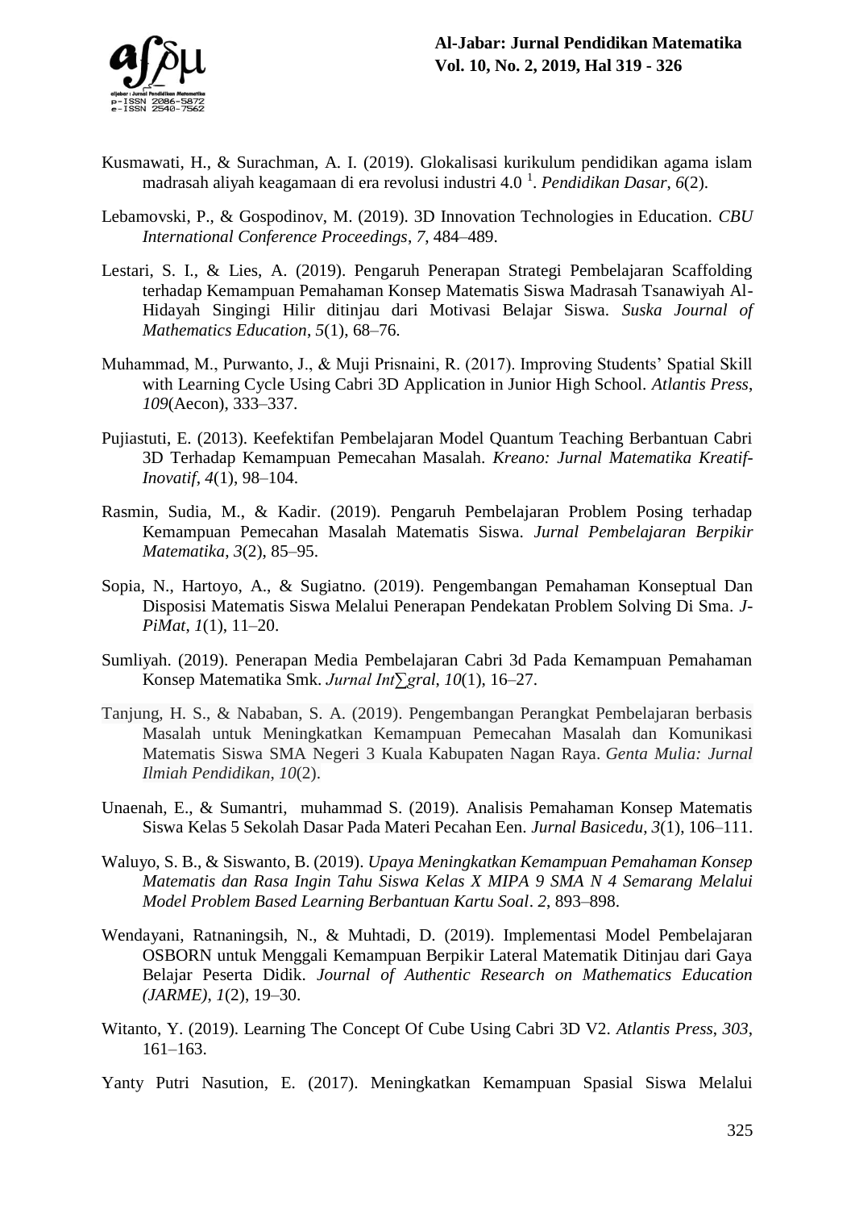Kusmawati, H., & Surachman, A. I. (2019). Glokalisasi kurikulum pendidikan agama islam madrasah aliyah keagamaan di era revolusi industri 4.0 [1]. *Pendidikan Dasar*, *6*(2).

Lebamovski, P., & Gospodinov, M. (2019). 3D Innovation Technologies in Education. *CBU International Conference Proceedings*, *7*, 484–489.

Lestari, S. I., & Lies, A. (2019). Pengaruh Penerapan Strategi Pembelajaran Scaffolding terhadap Kemampuan Pemahaman Konsep Matematis Siswa Madrasah Tsanawiyah Al-Hidayah Singingi Hilir ditinjau dari Motivasi Belajar Siswa. *Suska Journal of Mathematics Education*, *5*(1), 68–76.

Muhammad, M., Purwanto, J., & Muji Prisnaini, R. (2017). Improving Students' Spatial Skill with Learning Cycle Using Cabri 3D Application in Junior High School. *Atlantis Press*, *109*(Aecon), 333–337.

Pujiastuti, E. (2013). Keefektifan Pembelajaran Model Quantum Teaching Berbantuan Cabri 3D Terhadap Kemampuan Pemecahan Masalah. *Kreano: Jurnal Matematika Kreatif-Inovatif*, *4*(1), 98–104.

Rasmin, Sudia, M., & Kadir. (2019). Pengaruh Pembelajaran Problem Posing terhadap Kemampuan Pemecahan Masalah Matematis Siswa. *Jurnal Pembelajaran Berpikir Matematika*, *3*(2), 85–95.

Sopia, N., Hartoyo, A., & Sugiatno. (2019). Pengembangan Pemahaman Konseptual Dan Disposisi Matematis Siswa Melalui Penerapan Pendekatan Problem Solving Di Sma. *J-PiMat*, *1*(1), 11–20.

Sumliyah. (2019). Penerapan Media Pembelajaran Cabri 3d Pada Kemampuan Pemahaman Konsep Matematika Smk. *Jurnal Int∑gral*, *10*(1), 16–27.

Tanjung, H. S., & Nababan, S. A. (2019). Pengembangan Perangkat Pembelajaran berbasis Masalah untuk Meningkatkan Kemampuan Pemecahan Masalah dan Komunikasi Matematis Siswa SMA Negeri 3 Kuala Kabupaten Nagan Raya. *Genta Mulia: Jurnal Ilmiah Pendidikan*, *10*(2).

Unaenah, E., & Sumantri, muhammad S. (2019). Analisis Pemahaman Konsep Matematis Siswa Kelas 5 Sekolah Dasar Pada Materi Pecahan Een. *Jurnal Basicedu*, *3*(1), 106–111.

Waluyo, S. B., & Siswanto, B. (2019). *Upaya Meningkatkan Kemampuan Pemahaman Konsep Matematis dan Rasa Ingin Tahu Siswa Kelas X MIPA 9 SMA N 4 Semarang Melalui Model Problem Based Learning Berbantuan Kartu Soal*. *2*, 893–898.

Wendayani, Ratnaningsih, N., & Muhtadi, D. (2019). Implementasi Model Pembelajaran OSBORN untuk Menggali Kemampuan Berpikir Lateral Matematik Ditinjau dari Gaya Belajar Peserta Didik. *Journal of Authentic Research on Mathematics Education (JARME)*, *1*(2), 19–30.

Witanto, Y. (2019). Learning The Concept Of Cube Using Cabri 3D V2. *Atlantis Press*, *303*, 161–163.

Yanty Putri Nasution, E. (2017). Meningkatkan Kemampuan Spasial Siswa Melalui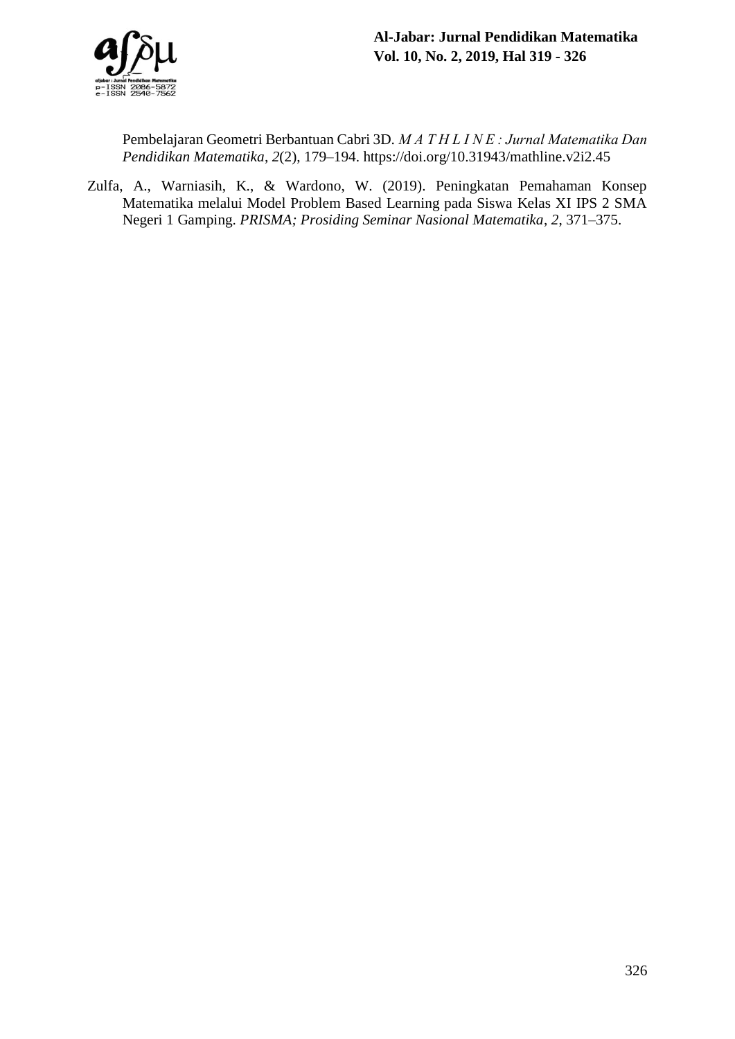Pembelajaran Geometri Berbantuan Cabri 3D. *M A T H L I N E : Jurnal Matematika Dan Pendidikan Matematika*, *2*(2), 179–194. https://doi.org/10.31943/mathline.v2i2.45

Zulfa, A., Warniasih, K., & Wardono, W. (2019). Peningkatan Pemahaman Konsep Matematika melalui Model Problem Based Learning pada Siswa Kelas XI IPS 2 SMA Negeri 1 Gamping. *PRISMA; Prosiding Seminar Nasional Matematika*, *2*, 371–375.